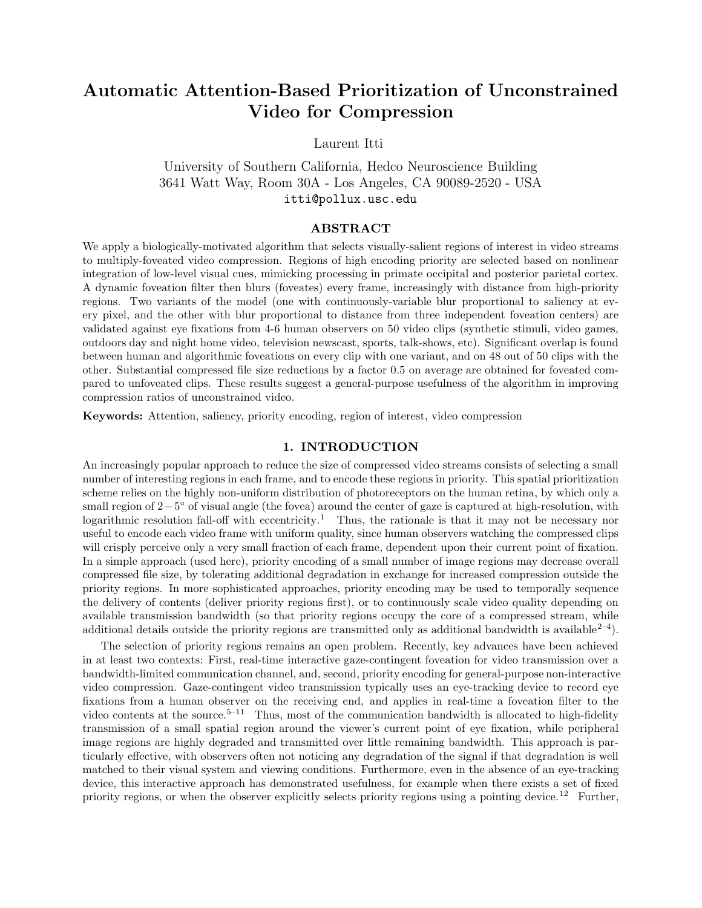# Automatic Attention-Based Prioritization of Unconstrained Video for Compression

Laurent Itti

University of Southern California, Hedco Neuroscience Building
3641 Watt Way, Room 30A - Los Angeles, CA 90089-2520 - USA
itti@pollux.usc.edu

## ABSTRACT

We apply a biologically-motivated algorithm that selects visually-salient regions of interest in video streams to multiply-foveated video compression. Regions of high encoding priority are selected based on nonlinear integration of low-level visual cues, mimicking processing in primate occipital and posterior parietal cortex. A dynamic foveation filter then blurs (foveates) every frame, increasingly with distance from high-priority regions. Two variants of the model (one with continuously-variable blur proportional to saliency at every pixel, and the other with blur proportional to distance from three independent foveation centers) are validated against eye fixations from 4-6 human observers on 50 video clips (synthetic stimuli, video games, outdoors day and night home video, television newscast, sports, talk-shows, etc). Significant overlap is found between human and algorithmic foveations on every clip with one variant, and on 48 out of 50 clips with the other. Substantial compressed file size reductions by a factor 0.5 on average are obtained for foveated compared to unfoveated clips. These results suggest a general-purpose usefulness of the algorithm in improving compression ratios of unconstrained video.

**Keywords:** Attention, saliency, priority encoding, region of interest, video compression

## 1. INTRODUCTION

An increasingly popular approach to reduce the size of compressed video streams consists of selecting a small number of interesting regions in each frame, and to encode these regions in priority. This spatial prioritization scheme relies on the highly non-uniform distribution of photoreceptors on the human retina, by which only a small region of $2-5^{\circ}$ of visual angle (the fovea) around the center of gaze is captured at high-resolution, with logarithmic resolution fall-off with eccentricity.[1] Thus, the rationale is that it may not be necessary nor useful to encode each video frame with uniform quality, since human observers watching the compressed clips will crisply perceive only a very small fraction of each frame, dependent upon their current point of fixation. In a simple approach (used here), priority encoding of a small number of image regions may decrease overall compressed file size, by tolerating additional degradation in exchange for increased compression outside the priority regions. In more sophisticated approaches, priority encoding may be used to temporally sequence the delivery of contents (deliver priority regions first), or to continuously scale video quality depending on available transmission bandwidth (so that priority regions occupy the core of a compressed stream, while additional details outside the priority regions are transmitted only as additional bandwidth is available[2–4]).

The selection of priority regions remains an open problem. Recently, key advances have been achieved in at least two contexts: First, real-time interactive gaze-contingent foveation for video transmission over a bandwidth-limited communication channel, and, second, priority encoding for general-purpose non-interactive video compression. Gaze-contingent video transmission typically uses an eye-tracking device to record eye fixations from a human observer on the receiving end, and applies in real-time a foveation filter to the video contents at the source.[5–11] Thus, most of the communication bandwidth is allocated to high-fidelity transmission of a small spatial region around the viewer's current point of eye fixation, while peripheral image regions are highly degraded and transmitted over little remaining bandwidth. This approach is particularly effective, with observers often not noticing any degradation of the signal if that degradation is well matched to their visual system and viewing conditions. Furthermore, even in the absence of an eye-tracking device, this interactive approach has demonstrated usefulness, for example when there exists a set of fixed priority regions, or when the observer explicitly selects priority regions using a pointing device.[12] Further,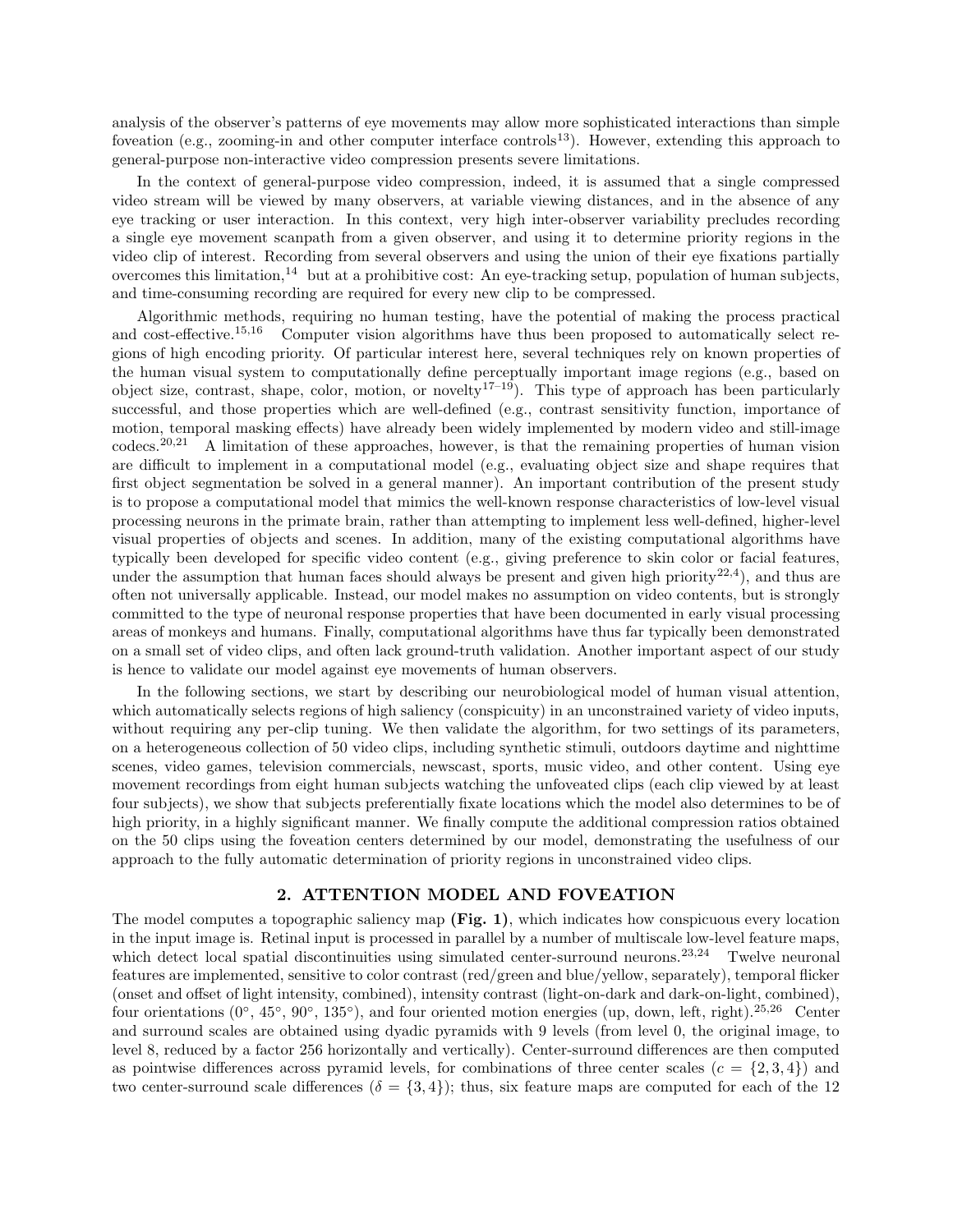analysis of the observer's patterns of eye movements may allow more sophisticated interactions than simple foveation (e.g., zooming-in and other computer interface controls[13]). However, extending this approach to general-purpose non-interactive video compression presents severe limitations.

In the context of general-purpose video compression, indeed, it is assumed that a single compressed video stream will be viewed by many observers, at variable viewing distances, and in the absence of any eye tracking or user interaction. In this context, very high inter-observer variability precludes recording a single eye movement scanpath from a given observer, and using it to determine priority regions in the video clip of interest. Recording from several observers and using the union of their eye fixations partially overcomes this limitation,[14] but at a prohibitive cost: An eye-tracking setup, population of human subjects, and time-consuming recording are required for every new clip to be compressed.

Algorithmic methods, requiring no human testing, have the potential of making the process practical and cost-effective.[15,16] Computer vision algorithms have thus been proposed to automatically select regions of high encoding priority. Of particular interest here, several techniques rely on known properties of the human visual system to computationally define perceptually important image regions (e.g., based on object size, contrast, shape, color, motion, or novelty[17–19]). This type of approach has been particularly successful, and those properties which are well-defined (e.g., contrast sensitivity function, importance of motion, temporal masking effects) have already been widely implemented by modern video and still-image codecs.[20,21] A limitation of these approaches, however, is that the remaining properties of human vision are difficult to implement in a computational model (e.g., evaluating object size and shape requires that first object segmentation be solved in a general manner). An important contribution of the present study is to propose a computational model that mimics the well-known response characteristics of low-level visual processing neurons in the primate brain, rather than attempting to implement less well-defined, higher-level visual properties of objects and scenes. In addition, many of the existing computational algorithms have typically been developed for specific video content (e.g., giving preference to skin color or facial features, under the assumption that human faces should always be present and given high priority[22,4]), and thus are often not universally applicable. Instead, our model makes no assumption on video contents, but is strongly committed to the type of neuronal response properties that have been documented in early visual processing areas of monkeys and humans. Finally, computational algorithms have thus far typically been demonstrated on a small set of video clips, and often lack ground-truth validation. Another important aspect of our study is hence to validate our model against eye movements of human observers.

In the following sections, we start by describing our neurobiological model of human visual attention, which automatically selects regions of high saliency (conspicuity) in an unconstrained variety of video inputs, without requiring any per-clip tuning. We then validate the algorithm, for two settings of its parameters, on a heterogeneous collection of 50 video clips, including synthetic stimuli, outdoors daytime and nighttime scenes, video games, television commercials, newscast, sports, music video, and other content. Using eye movement recordings from eight human subjects watching the unfoveated clips (each clip viewed by at least four subjects), we show that subjects preferentially fixate locations which the model also determines to be of high priority, in a highly significant manner. We finally compute the additional compression ratios obtained on the 50 clips using the foveation centers determined by our model, demonstrating the usefulness of our approach to the fully automatic determination of priority regions in unconstrained video clips.

## 2. ATTENTION MODEL AND FOVEATION

The model computes a topographic saliency map **(Fig. 1)**, which indicates how conspicuous every location in the input image is. Retinal input is processed in parallel by a number of multiscale low-level feature maps, which detect local spatial discontinuities using simulated center-surround neurons.[23,24] Twelve neuronal features are implemented, sensitive to color contrast (red/green and blue/yellow, separately), temporal flicker (onset and offset of light intensity, combined), intensity contrast (light-on-dark and dark-on-light, combined), four orientations (0°, 45°, 90°, 135°), and four oriented motion energies (up, down, left, right).[25,26] Center and surround scales are obtained using dyadic pyramids with 9 levels (from level 0, the original image, to level 8, reduced by a factor 256 horizontally and vertically). Center-surround differences are then computed as pointwise differences across pyramid levels, for combinations of three center scales ($c = \{2, 3, 4\}$) and two center-surround scale differences ($\delta = \{3, 4\}$); thus, six feature maps are computed for each of the 12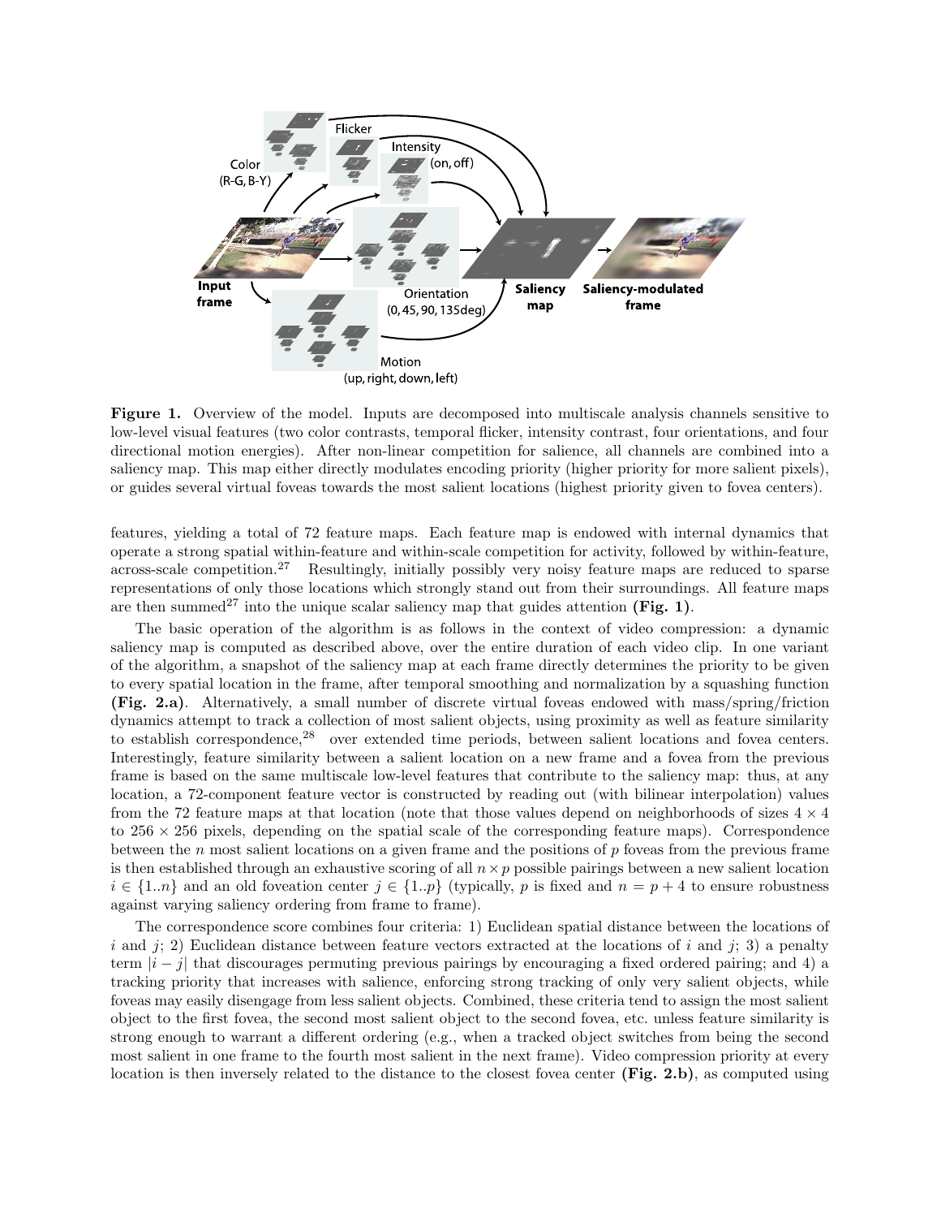**Figure 1.** Overview of the model. Inputs are decomposed into multiscale analysis channels sensitive to low-level visual features (two color contrasts, temporal flicker, intensity contrast, four orientations, and four directional motion energies). After non-linear competition for salience, all channels are combined into a saliency map. This map either directly modulates encoding priority (higher priority for more salient pixels), or guides several virtual foveas towards the most salient locations (highest priority given to fovea centers).

features, yielding a total of 72 feature maps. Each feature map is endowed with internal dynamics that operate a strong spatial within-feature and within-scale competition for activity, followed by within-feature, across-scale competition.[27] Resultingly, initially possibly very noisy feature maps are reduced to sparse representations of only those locations which strongly stand out from their surroundings. All feature maps are then summed[27] into the unique scalar saliency map that guides attention **(Fig. 1)**.

The basic operation of the algorithm is as follows in the context of video compression: a dynamic saliency map is computed as described above, over the entire duration of each video clip. In one variant of the algorithm, a snapshot of the saliency map at each frame directly determines the priority to be given to every spatial location in the frame, after temporal smoothing and normalization by a squashing function **(Fig. 2.a)**. Alternatively, a small number of discrete virtual foveas endowed with mass/spring/friction dynamics attempt to track a collection of most salient objects, using proximity as well as feature similarity to establish correspondence,[28] over extended time periods, between salient locations and fovea centers. Interestingly, feature similarity between a salient location on a new frame and a fovea from the previous frame is based on the same multiscale low-level features that contribute to the saliency map: thus, at any location, a 72-component feature vector is constructed by reading out (with bilinear interpolation) values from the 72 feature maps at that location (note that those values depend on neighborhoods of sizes $4 \times 4$ to $256 \times 256$ pixels, depending on the spatial scale of the corresponding feature maps). Correspondence between the $n$ most salient locations on a given frame and the positions of $p$ foveas from the previous frame is then established through an exhaustive scoring of all $n \times p$ possible pairings between a new salient location $i \in \{1..n\}$ and an old foveation center $j \in \{1..p\}$ (typically, $p$ is fixed and $n = p + 4$ to ensure robustness against varying saliency ordering from frame to frame).

The correspondence score combines four criteria: 1) Euclidean spatial distance between the locations of $i$ and $j$; 2) Euclidean distance between feature vectors extracted at the locations of $i$ and $j$; 3) a penalty term $|i - j|$ that discourages permuting previous pairings by encouraging a fixed ordered pairing; and 4) a tracking priority that increases with salience, enforcing strong tracking of only very salient objects, while foveas may easily disengage from less salient objects. Combined, these criteria tend to assign the most salient object to the first fovea, the second most salient object to the second fovea, etc. unless feature similarity is strong enough to warrant a different ordering (e.g., when a tracked object switches from being the second most salient in one frame to the fourth most salient in the next frame). Video compression priority at every location is then inversely related to the distance to the closest fovea center **(Fig. 2.b)**, as computed using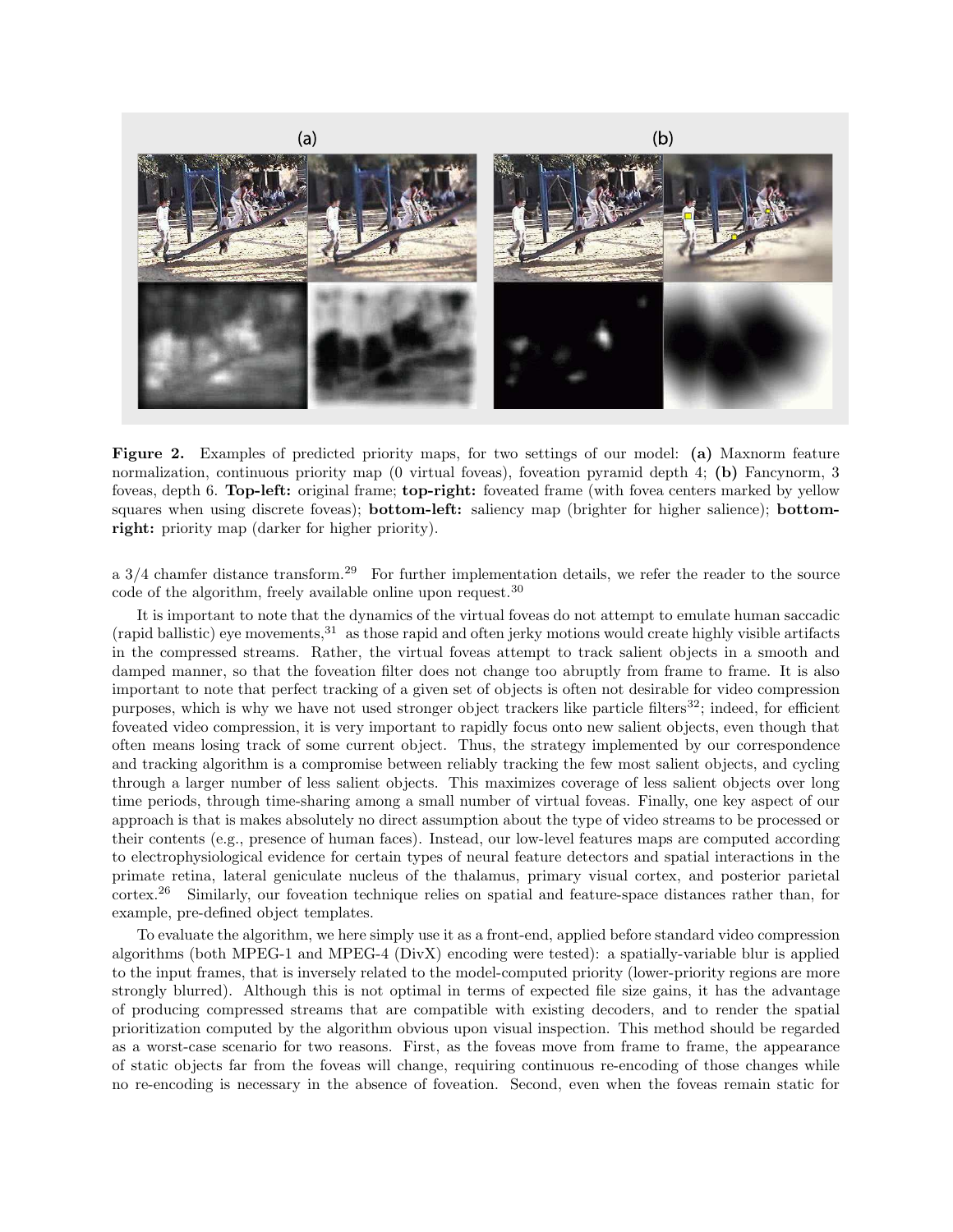**Figure 2.** Examples of predicted priority maps, for two settings of our model: **(a)** Maxnorm feature normalization, continuous priority map (0 virtual foveas), foveation pyramid depth 4; **(b)** Fancynorm, 3 foveas, depth 6. **Top-left:** original frame; **top-right:** foveated frame (with fovea centers marked by yellow squares when using discrete foveas); **bottom-left:** saliency map (brighter for higher salience); **bottom-right:** priority map (darker for higher priority).

a 3/4 chamfer distance transform.[29] For further implementation details, we refer the reader to the source code of the algorithm, freely available online upon request.[30]

It is important to note that the dynamics of the virtual foveas do not attempt to emulate human saccadic (rapid ballistic) eye movements,[31] as those rapid and often jerky motions would create highly visible artifacts in the compressed streams. Rather, the virtual foveas attempt to track salient objects in a smooth and damped manner, so that the foveation filter does not change too abruptly from frame to frame. It is also important to note that perfect tracking of a given set of objects is often not desirable for video compression purposes, which is why we have not used stronger object trackers like particle filters[32]; indeed, for efficient foveated video compression, it is very important to rapidly focus onto new salient objects, even though that often means losing track of some current object. Thus, the strategy implemented by our correspondence and tracking algorithm is a compromise between reliably tracking the few most salient objects, and cycling through a larger number of less salient objects. This maximizes coverage of less salient objects over long time periods, through time-sharing among a small number of virtual foveas. Finally, one key aspect of our approach is that is makes absolutely no direct assumption about the type of video streams to be processed or their contents (e.g., presence of human faces). Instead, our low-level features maps are computed according to electrophysiological evidence for certain types of neural feature detectors and spatial interactions in the primate retina, lateral geniculate nucleus of the thalamus, primary visual cortex, and posterior parietal cortex.[26] Similarly, our foveation technique relies on spatial and feature-space distances rather than, for example, pre-defined object templates.

To evaluate the algorithm, we here simply use it as a front-end, applied before standard video compression algorithms (both MPEG-1 and MPEG-4 (DivX) encoding were tested): a spatially-variable blur is applied to the input frames, that is inversely related to the model-computed priority (lower-priority regions are more strongly blurred). Although this is not optimal in terms of expected file size gains, it has the advantage of producing compressed streams that are compatible with existing decoders, and to render the spatial prioritization computed by the algorithm obvious upon visual inspection. This method should be regarded as a worst-case scenario for two reasons. First, as the foveas move from frame to frame, the appearance of static objects far from the foveas will change, requiring continuous re-encoding of those changes while no re-encoding is necessary in the absence of foveation. Second, even when the foveas remain static for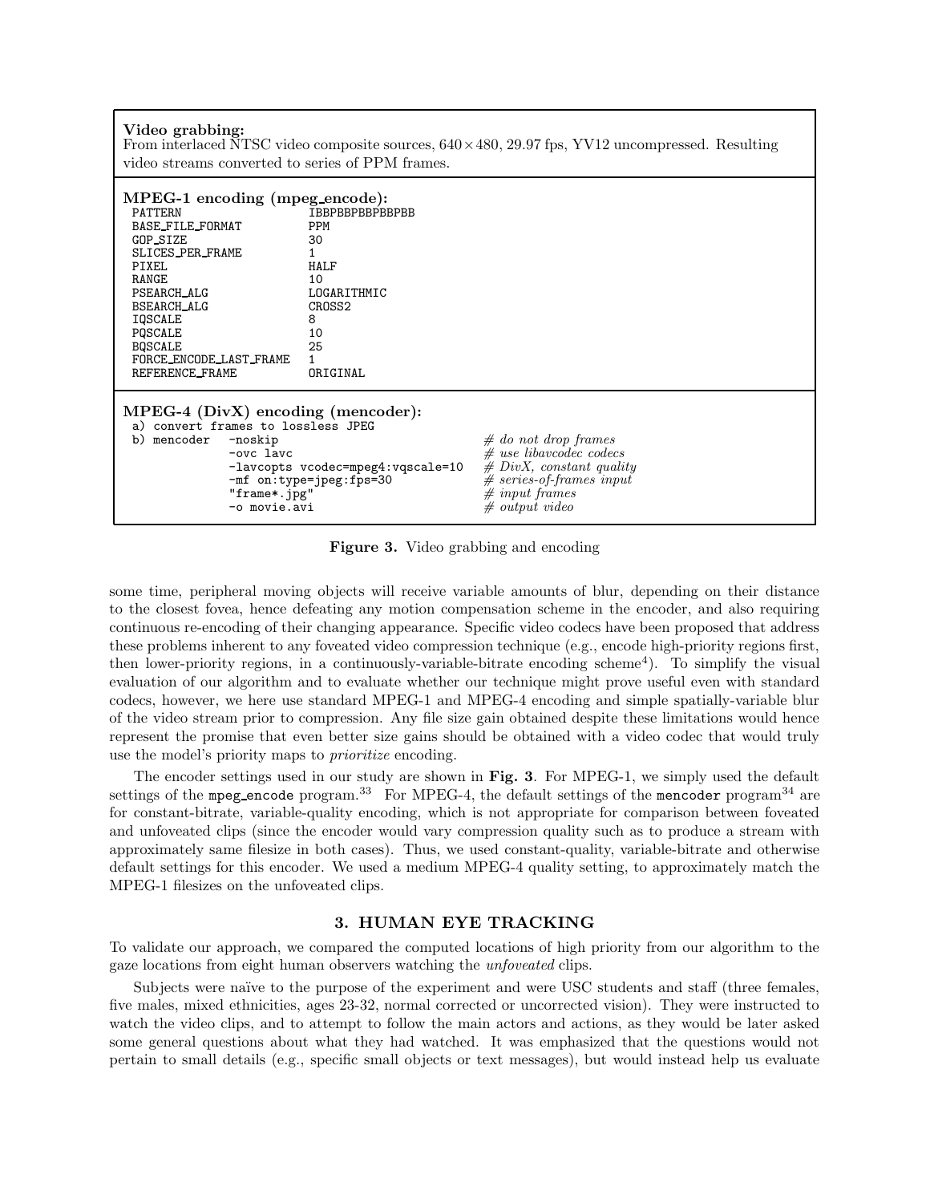**Video grabbing:**
From interlaced NTSC video composite sources, 640×480, 29.97 fps, YV12 uncompressed. Resulting video streams converted to series of PPM frames.

**MPEG-1 encoding (mpeg_encode):**

```
PATTERN                  IBBPBBPBBPBBPBB
BASE_FILE_FORMAT         PPM
GOP_SIZE                 30
SLICES_PER_FRAME         1
PIXEL                    HALF
RANGE                    10
PSEARCH_ALG              LOGARITHMIC
BSEARCH_ALG              CROSS2
IQSCALE                  8
PQSCALE                  10
BQSCALE                  25
FORCE_ENCODE_LAST_FRAME  1
REFERENCE_FRAME          ORIGINAL
```

**MPEG-4 (DivX) encoding (mencoder):**

```
a) convert frames to lossless JPEG
b) mencoder  -noskip                              # do not drop frames
             -ovc lavc                            # use libavcodec codecs
             -lavcopts vcodec=mpeg4:vqscale=10    # DivX, constant quality
             -mf on:type=jpeg:fps=30              # series-of-frames input
             "frame*.jpg"                         # input frames
             -o movie.avi                         # output video
```

**Figure 3.** Video grabbing and encoding

some time, peripheral moving objects will receive variable amounts of blur, depending on their distance to the closest fovea, hence defeating any motion compensation scheme in the encoder, and also requiring continuous re-encoding of their changing appearance. Specific video codecs have been proposed that address these problems inherent to any foveated video compression technique (e.g., encode high-priority regions first, then lower-priority regions, in a continuously-variable-bitrate encoding scheme[4]). To simplify the visual evaluation of our algorithm and to evaluate whether our technique might prove useful even with standard codecs, however, we here use standard MPEG-1 and MPEG-4 encoding and simple spatially-variable blur of the video stream prior to compression. Any file size gain obtained despite these limitations would hence represent the promise that even better size gains should be obtained with a video codec that would truly use the model's priority maps to *prioritize* encoding.

The encoder settings used in our study are shown in **Fig. 3**. For MPEG-1, we simply used the default settings of the `mpeg_encode` program.[33] For MPEG-4, the default settings of the `mencoder` program[34] are for constant-bitrate, variable-quality encoding, which is not appropriate for comparison between foveated and unfoveated clips (since the encoder would vary compression quality such as to produce a stream with approximately same filesize in both cases). Thus, we used constant-quality, variable-bitrate and otherwise default settings for this encoder. We used a medium MPEG-4 quality setting, to approximately match the MPEG-1 filesizes on the unfoveated clips.

## 3. HUMAN EYE TRACKING

To validate our approach, we compared the computed locations of high priority from our algorithm to the gaze locations from eight human observers watching the *unfoveated* clips.

Subjects were naïve to the purpose of the experiment and were USC students and staff (three females, five males, mixed ethnicities, ages 23-32, normal corrected or uncorrected vision). They were instructed to watch the video clips, and to attempt to follow the main actors and actions, as they would be later asked some general questions about what they had watched. It was emphasized that the questions would not pertain to small details (e.g., specific small objects or text messages), but would instead help us evaluate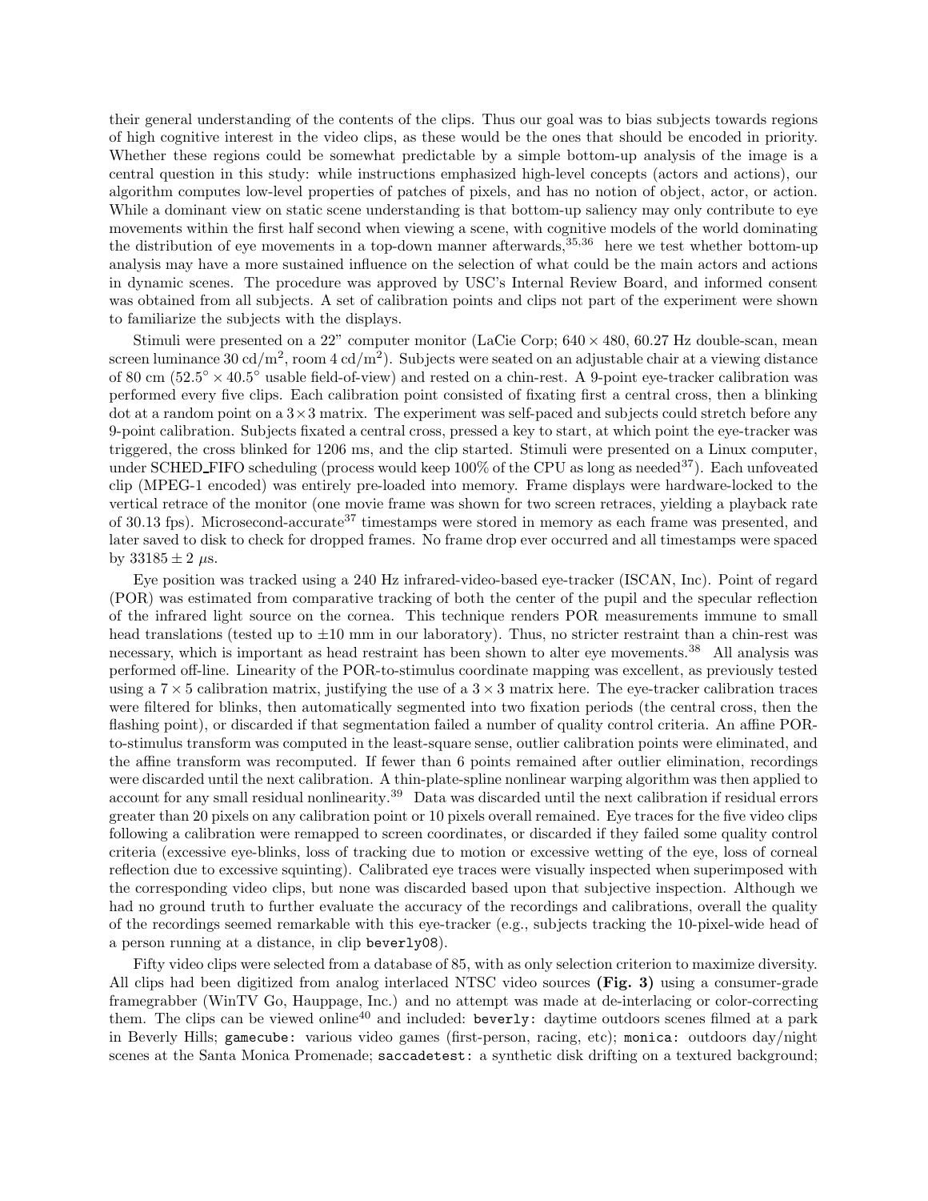their general understanding of the contents of the clips. Thus our goal was to bias subjects towards regions of high cognitive interest in the video clips, as these would be the ones that should be encoded in priority. Whether these regions could be somewhat predictable by a simple bottom-up analysis of the image is a central question in this study: while instructions emphasized high-level concepts (actors and actions), our algorithm computes low-level properties of patches of pixels, and has no notion of object, actor, or action. While a dominant view on static scene understanding is that bottom-up saliency may only contribute to eye movements within the first half second when viewing a scene, with cognitive models of the world dominating the distribution of eye movements in a top-down manner afterwards,[35,36] here we test whether bottom-up analysis may have a more sustained influence on the selection of what could be the main actors and actions in dynamic scenes. The procedure was approved by USC's Internal Review Board, and informed consent was obtained from all subjects. A set of calibration points and clips not part of the experiment were shown to familiarize the subjects with the displays.

Stimuli were presented on a 22" computer monitor (LaCie Corp; $640 \times 480$, 60.27 Hz double-scan, mean screen luminance 30 cd/m$^2$, room 4 cd/m$^2$). Subjects were seated on an adjustable chair at a viewing distance of 80 cm ($52.5^\circ \times 40.5^\circ$ usable field-of-view) and rested on a chin-rest. A 9-point eye-tracker calibration was performed every five clips. Each calibration point consisted of fixating first a central cross, then a blinking dot at a random point on a $3 \times 3$ matrix. The experiment was self-paced and subjects could stretch before any 9-point calibration. Subjects fixated a central cross, pressed a key to start, at which point the eye-tracker was triggered, the cross blinked for 1206 ms, and the clip started. Stimuli were presented on a Linux computer, under SCHED_FIFO scheduling (process would keep 100% of the CPU as long as needed[37]). Each unfoveated clip (MPEG-1 encoded) was entirely pre-loaded into memory. Frame displays were hardware-locked to the vertical retrace of the monitor (one movie frame was shown for two screen retraces, yielding a playback rate of 30.13 fps). Microsecond-accurate[37] timestamps were stored in memory as each frame was presented, and later saved to disk to check for dropped frames. No frame drop ever occurred and all timestamps were spaced by $33185 \pm 2$ $\mu$s.

Eye position was tracked using a 240 Hz infrared-video-based eye-tracker (ISCAN, Inc). Point of regard (POR) was estimated from comparative tracking of both the center of the pupil and the specular reflection of the infrared light source on the cornea. This technique renders POR measurements immune to small head translations (tested up to $\pm 10$ mm in our laboratory). Thus, no stricter restraint than a chin-rest was necessary, which is important as head restraint has been shown to alter eye movements.[38] All analysis was performed off-line. Linearity of the POR-to-stimulus coordinate mapping was excellent, as previously tested using a $7 \times 5$ calibration matrix, justifying the use of a $3 \times 3$ matrix here. The eye-tracker calibration traces were filtered for blinks, then automatically segmented into two fixation periods (the central cross, then the flashing point), or discarded if that segmentation failed a number of quality control criteria. An affine POR-to-stimulus transform was computed in the least-square sense, outlier calibration points were eliminated, and the affine transform was recomputed. If fewer than 6 points remained after outlier elimination, recordings were discarded until the next calibration. A thin-plate-spline nonlinear warping algorithm was then applied to account for any small residual nonlinearity.[39] Data was discarded until the next calibration if residual errors greater than 20 pixels on any calibration point or 10 pixels overall remained. Eye traces for the five video clips following a calibration were remapped to screen coordinates, or discarded if they failed some quality control criteria (excessive eye-blinks, loss of tracking due to motion or excessive wetting of the eye, loss of corneal reflection due to excessive squinting). Calibrated eye traces were visually inspected when superimposed with the corresponding video clips, but none was discarded based upon that subjective inspection. Although we had no ground truth to further evaluate the accuracy of the recordings and calibrations, overall the quality of the recordings seemed remarkable with this eye-tracker (e.g., subjects tracking the 10-pixel-wide head of a person running at a distance, in clip `beverly08`).

Fifty video clips were selected from a database of 85, with as only selection criterion to maximize diversity. All clips had been digitized from analog interlaced NTSC video sources **(Fig. 3)** using a consumer-grade framegrabber (WinTV Go, Hauppage, Inc.) and no attempt was made at de-interlacing or color-correcting them. The clips can be viewed online[40] and included: `beverly`: daytime outdoors scenes filmed at a park in Beverly Hills; `gamecube`: various video games (first-person, racing, etc); `monica`: outdoors day/night scenes at the Santa Monica Promenade; `saccadetest`: a synthetic disk drifting on a textured background;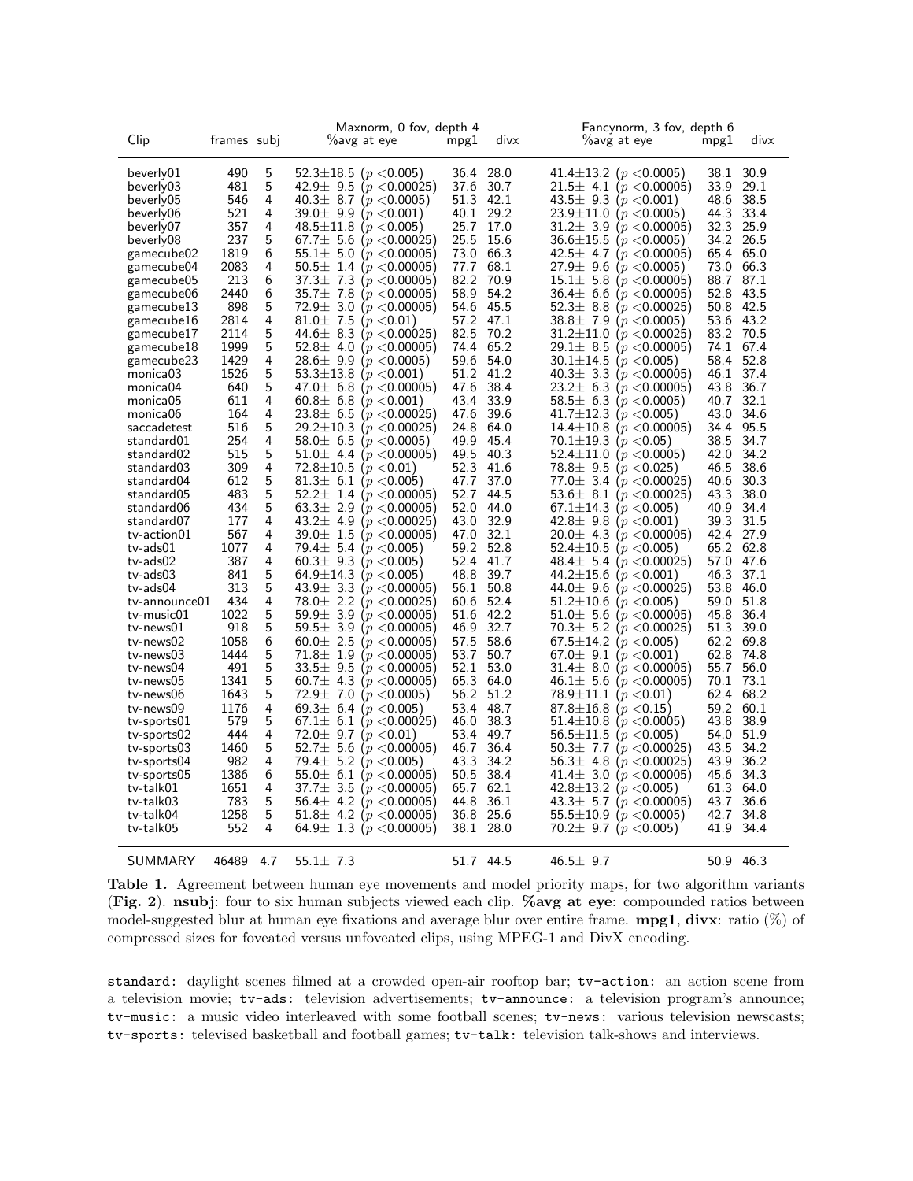| Clip | frames | subj | Maxnorm, 0 fov, depth 4 %avg at eye | mpg1 | divx | Fancynorm, 3 fov, depth 6 %avg at eye | mpg1 | divx |
|---|---|---|---|---|---|---|---|---|
| beverly01 | 490 | 5 | 52.3±18.5 ($p<0.005$) | 36.4 | 28.0 | 41.4±13.2 ($p<0.0005$) | 38.1 | 30.9 |
| beverly03 | 481 | 5 | 42.9± 9.5 ($p<0.00025$) | 37.6 | 30.7 | 21.5± 4.1 ($p<0.00005$) | 33.9 | 29.1 |
| beverly05 | 546 | 4 | 40.3± 8.7 ($p<0.0005$) | 51.3 | 42.1 | 43.5± 9.3 ($p<0.001$) | 48.6 | 38.5 |
| beverly06 | 521 | 4 | 39.0± 9.9 ($p<0.001$) | 40.1 | 29.2 | 23.9±11.0 ($p<0.0005$) | 44.3 | 33.4 |
| beverly07 | 357 | 4 | 48.5±11.8 ($p<0.005$) | 25.7 | 17.0 | 31.2± 3.9 ($p<0.00005$) | 32.3 | 25.9 |
| beverly08 | 237 | 5 | 67.7± 5.6 ($p<0.00025$) | 25.5 | 15.6 | 36.6±15.5 ($p<0.0005$) | 34.2 | 26.5 |
| gamecube02 | 1819 | 6 | 55.1± 5.0 ($p<0.00005$) | 73.0 | 66.3 | 42.5± 4.7 ($p<0.00005$) | 65.4 | 65.0 |
| gamecube04 | 2083 | 4 | 50.5± 1.4 ($p<0.00005$) | 77.7 | 68.1 | 27.9± 9.6 ($p<0.0005$) | 73.0 | 66.3 |
| gamecube05 | 213 | 6 | 37.3± 7.3 ($p<0.00005$) | 82.2 | 70.9 | 15.1± 5.8 ($p<0.00005$) | 88.7 | 87.1 |
| gamecube06 | 2440 | 6 | 35.7± 7.8 ($p<0.00005$) | 58.9 | 54.2 | 36.4± 6.6 ($p<0.00005$) | 52.8 | 43.5 |
| gamecube13 | 898 | 5 | 72.9± 3.0 ($p<0.00005$) | 54.6 | 45.5 | 52.3± 8.8 ($p<0.00025$) | 50.8 | 42.5 |
| gamecube16 | 2814 | 4 | 81.0± 7.5 ($p<0.01$) | 57.2 | 47.1 | 38.8± 7.9 ($p<0.0005$) | 53.6 | 43.2 |
| gamecube17 | 2114 | 5 | 44.6± 8.3 ($p<0.00025$) | 82.5 | 70.2 | 31.2±11.0 ($p<0.00025$) | 83.2 | 70.5 |
| gamecube18 | 1999 | 5 | 52.8± 4.0 ($p<0.00005$) | 74.4 | 65.2 | 29.1± 8.5 ($p<0.00005$) | 74.1 | 67.4 |
| gamecube23 | 1429 | 4 | 28.6± 9.9 ($p<0.0005$) | 59.6 | 54.0 | 30.1±14.5 ($p<0.005$) | 58.4 | 52.8 |
| monica03 | 1526 | 5 | 53.3±13.8 ($p<0.001$) | 51.2 | 41.2 | 40.3± 3.3 ($p<0.00005$) | 46.1 | 37.4 |
| monica04 | 640 | 5 | 47.0± 6.8 ($p<0.00005$) | 47.6 | 38.4 | 23.2± 6.3 ($p<0.00005$) | 43.8 | 36.7 |
| monica05 | 611 | 4 | 60.8± 6.8 ($p<0.001$) | 43.4 | 33.9 | 58.5± 6.3 ($p<0.0005$) | 40.7 | 32.1 |
| monica06 | 164 | 4 | 23.8± 6.5 ($p<0.00025$) | 47.6 | 39.6 | 41.7±12.3 ($p<0.005$) | 43.0 | 34.6 |
| saccadetest | 516 | 5 | 29.2±10.3 ($p<0.00025$) | 24.8 | 64.0 | 14.4±10.8 ($p<0.00005$) | 34.4 | 95.5 |
| standard01 | 254 | 4 | 58.0± 6.5 ($p<0.0005$) | 49.9 | 45.4 | 70.1±19.3 ($p<0.05$) | 38.5 | 34.7 |
| standard02 | 515 | 5 | 51.0± 4.4 ($p<0.00005$) | 49.5 | 40.3 | 52.4±11.0 ($p<0.0005$) | 42.0 | 34.2 |
| standard03 | 309 | 4 | 72.8±10.5 ($p<0.01$) | 52.3 | 41.6 | 78.8± 9.5 ($p<0.025$) | 46.5 | 38.6 |
| standard04 | 612 | 5 | 81.3± 6.1 ($p<0.005$) | 47.7 | 37.0 | 77.0± 3.4 ($p<0.00025$) | 40.6 | 30.3 |
| standard05 | 483 | 5 | 52.2± 1.4 ($p<0.00005$) | 52.7 | 44.5 | 53.6± 8.1 ($p<0.00025$) | 43.3 | 38.0 |
| standard06 | 434 | 5 | 63.3± 2.9 ($p<0.00005$) | 52.0 | 44.0 | 67.1±14.3 ($p<0.005$) | 40.9 | 34.4 |
| standard07 | 177 | 4 | 43.2± 4.9 ($p<0.00025$) | 43.0 | 32.9 | 42.8± 9.8 ($p<0.001$) | 39.3 | 31.5 |
| tv-action01 | 567 | 4 | 39.0± 1.5 ($p<0.00005$) | 47.0 | 32.1 | 20.0± 4.3 ($p<0.00005$) | 42.4 | 27.9 |
| tv-ads01 | 1077 | 4 | 79.4± 5.4 ($p<0.005$) | 59.2 | 52.8 | 52.4±10.5 ($p<0.005$) | 65.2 | 62.8 |
| tv-ads02 | 387 | 4 | 60.3± 9.3 ($p<0.005$) | 52.4 | 41.7 | 48.4± 5.4 ($p<0.00025$) | 57.0 | 47.6 |
| tv-ads03 | 841 | 5 | 64.9±14.3 ($p<0.005$) | 48.8 | 39.7 | 44.2±15.6 ($p<0.001$) | 46.3 | 37.1 |
| tv-ads04 | 313 | 5 | 43.9± 3.3 ($p<0.00005$) | 56.1 | 50.8 | 44.0± 9.6 ($p<0.00025$) | 53.8 | 46.0 |
| tv-announce01 | 434 | 4 | 78.0± 2.2 ($p<0.00025$) | 60.6 | 52.4 | 51.2±10.6 ($p<0.005$) | 59.0 | 51.8 |
| tv-music01 | 1022 | 5 | 59.9± 3.9 ($p<0.00005$) | 51.6 | 42.2 | 51.0± 5.6 ($p<0.00005$) | 45.8 | 36.4 |
| tv-news01 | 918 | 5 | 59.5± 3.9 ($p<0.00005$) | 46.9 | 32.7 | 70.3± 5.2 ($p<0.00025$) | 51.3 | 39.0 |
| tv-news02 | 1058 | 6 | 60.0± 2.5 ($p<0.00005$) | 57.5 | 58.6 | 67.5±14.2 ($p<0.005$) | 62.2 | 69.8 |
| tv-news03 | 1444 | 5 | 71.8± 1.9 ($p<0.00005$) | 53.7 | 50.7 | 67.0± 9.1 ($p<0.001$) | 62.8 | 74.8 |
| tv-news04 | 491 | 5 | 33.5± 9.5 ($p<0.00005$) | 52.1 | 53.0 | 31.4± 8.0 ($p<0.00005$) | 55.7 | 56.0 |
| tv-news05 | 1341 | 5 | 60.7± 4.3 ($p<0.00005$) | 65.3 | 64.0 | 46.1± 5.6 ($p<0.00005$) | 70.1 | 73.1 |
| tv-news06 | 1643 | 5 | 72.9± 7.0 ($p<0.0005$) | 56.2 | 51.2 | 78.9±11.1 ($p<0.01$) | 62.4 | 68.2 |
| tv-news09 | 1176 | 4 | 69.3± 6.4 ($p<0.005$) | 53.4 | 48.7 | 87.8±16.8 ($p<0.15$) | 59.2 | 60.1 |
| tv-sports01 | 579 | 5 | 67.1± 6.1 ($p<0.00025$) | 46.0 | 38.3 | 51.4±10.8 ($p<0.0005$) | 43.8 | 38.9 |
| tv-sports02 | 444 | 4 | 72.0± 9.7 ($p<0.01$) | 53.4 | 49.7 | 56.5±11.5 ($p<0.005$) | 54.0 | 51.9 |
| tv-sports03 | 1460 | 5 | 52.7± 5.6 ($p<0.00005$) | 46.7 | 36.4 | 50.3± 7.7 ($p<0.00025$) | 43.5 | 34.2 |
| tv-sports04 | 982 | 4 | 79.4± 5.2 ($p<0.005$) | 43.3 | 34.2 | 56.3± 4.8 ($p<0.00025$) | 43.9 | 36.2 |
| tv-sports05 | 1386 | 6 | 55.0± 6.1 ($p<0.00005$) | 50.5 | 38.4 | 41.4± 3.0 ($p<0.00005$) | 45.6 | 34.3 |
| tv-talk01 | 1651 | 4 | 37.7± 3.5 ($p<0.00005$) | 65.7 | 62.1 | 42.8±13.2 ($p<0.005$) | 61.3 | 64.0 |
| tv-talk03 | 783 | 5 | 56.4± 4.2 ($p<0.00005$) | 44.8 | 36.1 | 43.3± 5.7 ($p<0.00005$) | 43.7 | 36.6 |
| tv-talk04 | 1258 | 5 | 51.8± 4.2 ($p<0.00005$) | 36.8 | 25.6 | 55.5±10.9 ($p<0.0005$) | 42.7 | 34.8 |
| tv-talk05 | 552 | 4 | 64.9± 1.3 ($p<0.00005$) | 38.1 | 28.0 | 70.2± 9.7 ($p<0.005$) | 41.9 | 34.4 |
| SUMMARY | 46489 | 4.7 | 55.1± 7.3 | 51.7 | 44.5 | 46.5± 9.7 | 50.9 | 46.3 |

**Table 1.** Agreement between human eye movements and model priority maps, for two algorithm variants (**Fig. 2**). **nsubj**: four to six human subjects viewed each clip. **%avg at eye**: compounded ratios between model-suggested blur at human eye fixations and average blur over entire frame. **mpg1**, **divx**: ratio (%) of compressed sizes for foveated versus unfoveated clips, using MPEG-1 and DivX encoding.

`standard`: daylight scenes filmed at a crowded open-air rooftop bar; `tv-action`: an action scene from a television movie; `tv-ads`: television advertisements; `tv-announce`: a television program's announce; `tv-music`: a music video interleaved with some football scenes; `tv-news`: various television newscasts; `tv-sports`: televised basketball and football games; `tv-talk`: television talk-shows and interviews.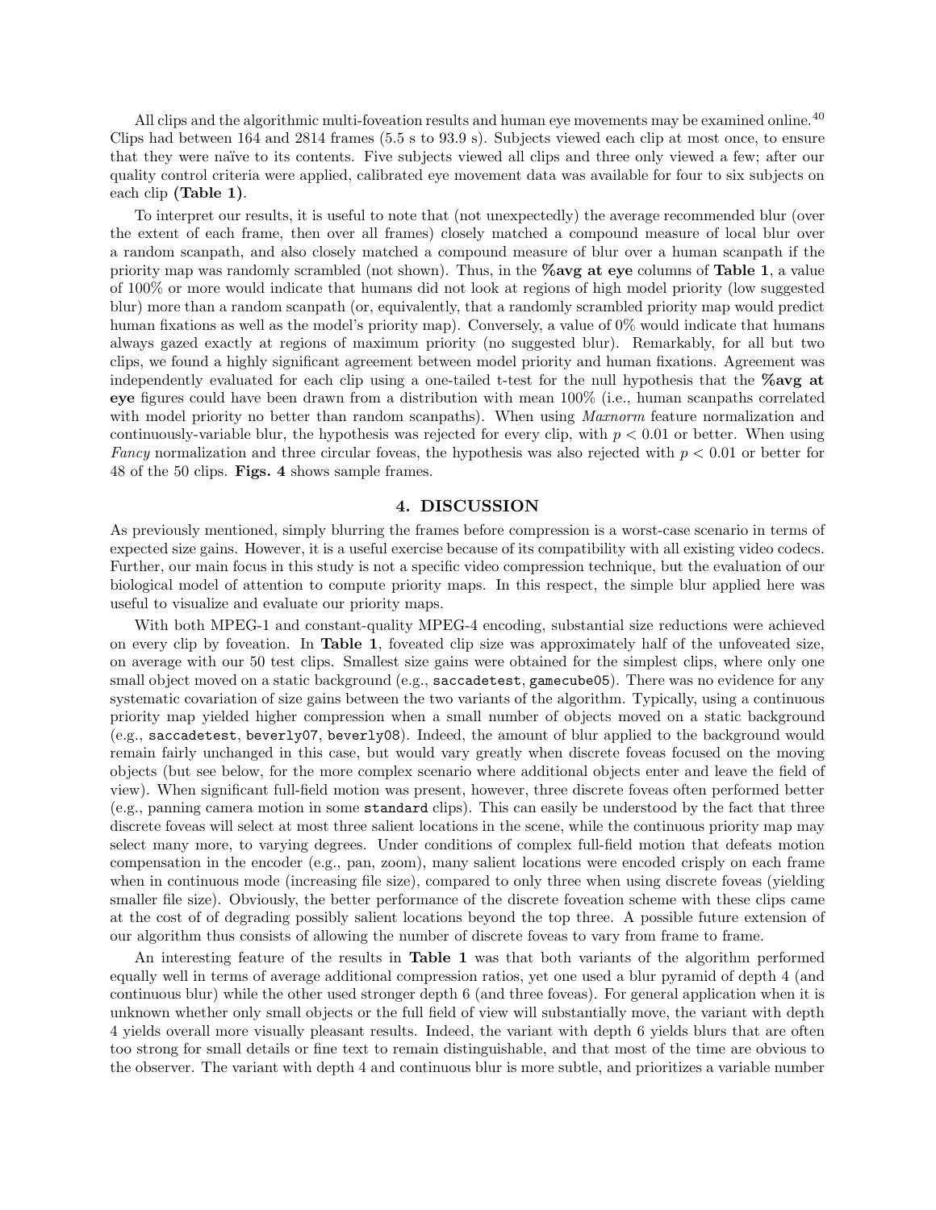All clips and the algorithmic multi-foveation results and human eye movements may be examined online.[40] Clips had between 164 and 2814 frames (5.5 s to 93.9 s). Subjects viewed each clip at most once, to ensure that they were naïve to its contents. Five subjects viewed all clips and three only viewed a few; after our quality control criteria were applied, calibrated eye movement data was available for four to six subjects on each clip **(Table 1)**.

To interpret our results, it is useful to note that (not unexpectedly) the average recommended blur (over the extent of each frame, then over all frames) closely matched a compound measure of local blur over a random scanpath, and also closely matched a compound measure of blur over a human scanpath if the priority map was randomly scrambled (not shown). Thus, in the **%avg at eye** columns of **Table 1**, a value of 100% or more would indicate that humans did not look at regions of high model priority (low suggested blur) more than a random scanpath (or, equivalently, that a randomly scrambled priority map would predict human fixations as well as the model's priority map). Conversely, a value of 0% would indicate that humans always gazed exactly at regions of maximum priority (no suggested blur). Remarkably, for all but two clips, we found a highly significant agreement between model priority and human fixations. Agreement was independently evaluated for each clip using a one-tailed t-test for the null hypothesis that the **%avg at eye** figures could have been drawn from a distribution with mean 100% (i.e., human scanpaths correlated with model priority no better than random scanpaths). When using *Maxnorm* feature normalization and continuously-variable blur, the hypothesis was rejected for every clip, with $p < 0.01$ or better. When using *Fancy* normalization and three circular foveas, the hypothesis was also rejected with $p < 0.01$ or better for 48 of the 50 clips. **Figs. 4** shows sample frames.

## 4. DISCUSSION

As previously mentioned, simply blurring the frames before compression is a worst-case scenario in terms of expected size gains. However, it is a useful exercise because of its compatibility with all existing video codecs. Further, our main focus in this study is not a specific video compression technique, but the evaluation of our biological model of attention to compute priority maps. In this respect, the simple blur applied here was useful to visualize and evaluate our priority maps.

With both MPEG-1 and constant-quality MPEG-4 encoding, substantial size reductions were achieved on every clip by foveation. In **Table 1**, foveated clip size was approximately half of the unfoveated size, on average with our 50 test clips. Smallest size gains were obtained for the simplest clips, where only one small object moved on a static background (e.g., `saccadetest`, `gamecube05`). There was no evidence for any systematic covariation of size gains between the two variants of the algorithm. Typically, using a continuous priority map yielded higher compression when a small number of objects moved on a static background (e.g., `saccadetest`, `beverly07`, `beverly08`). Indeed, the amount of blur applied to the background would remain fairly unchanged in this case, but would vary greatly when discrete foveas focused on the moving objects (but see below, for the more complex scenario where additional objects enter and leave the field of view). When significant full-field motion was present, however, three discrete foveas often performed better (e.g., panning camera motion in some `standard` clips). This can easily be understood by the fact that three discrete foveas will select at most three salient locations in the scene, while the continuous priority map may select many more, to varying degrees. Under conditions of complex full-field motion that defeats motion compensation in the encoder (e.g., pan, zoom), many salient locations were encoded crisply on each frame when in continuous mode (increasing file size), compared to only three when using discrete foveas (yielding smaller file size). Obviously, the better performance of the discrete foveation scheme with these clips came at the cost of of degrading possibly salient locations beyond the top three. A possible future extension of our algorithm thus consists of allowing the number of discrete foveas to vary from frame to frame.

An interesting feature of the results in **Table 1** was that both variants of the algorithm performed equally well in terms of average additional compression ratios, yet one used a blur pyramid of depth 4 (and continuous blur) while the other used stronger depth 6 (and three foveas). For general application when it is unknown whether only small objects or the full field of view will substantially move, the variant with depth 4 yields overall more visually pleasant results. Indeed, the variant with depth 6 yields blurs that are often too strong for small details or fine text to remain distinguishable, and that most of the time are obvious to the observer. The variant with depth 4 and continuous blur is more subtle, and prioritizes a variable number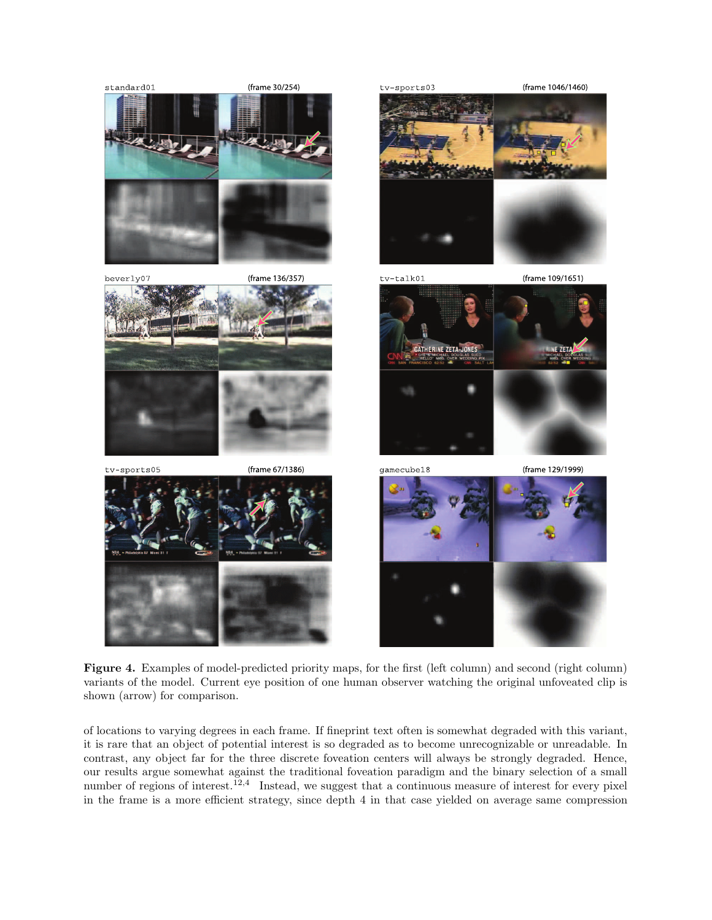**Figure 4.** Examples of model-predicted priority maps, for the first (left column) and second (right column) variants of the model. Current eye position of one human observer watching the original unfoveated clip is shown (arrow) for comparison.

of locations to varying degrees in each frame. If fineprint text often is somewhat degraded with this variant, it is rare that an object of potential interest is so degraded as to become unrecognizable or unreadable. In contrast, any object far for the three discrete foveation centers will always be strongly degraded. Hence, our results argue somewhat against the traditional foveation paradigm and the binary selection of a small number of regions of interest.[12,4] Instead, we suggest that a continuous measure of interest for every pixel in the frame is a more efficient strategy, since depth 4 in that case yielded on average same compression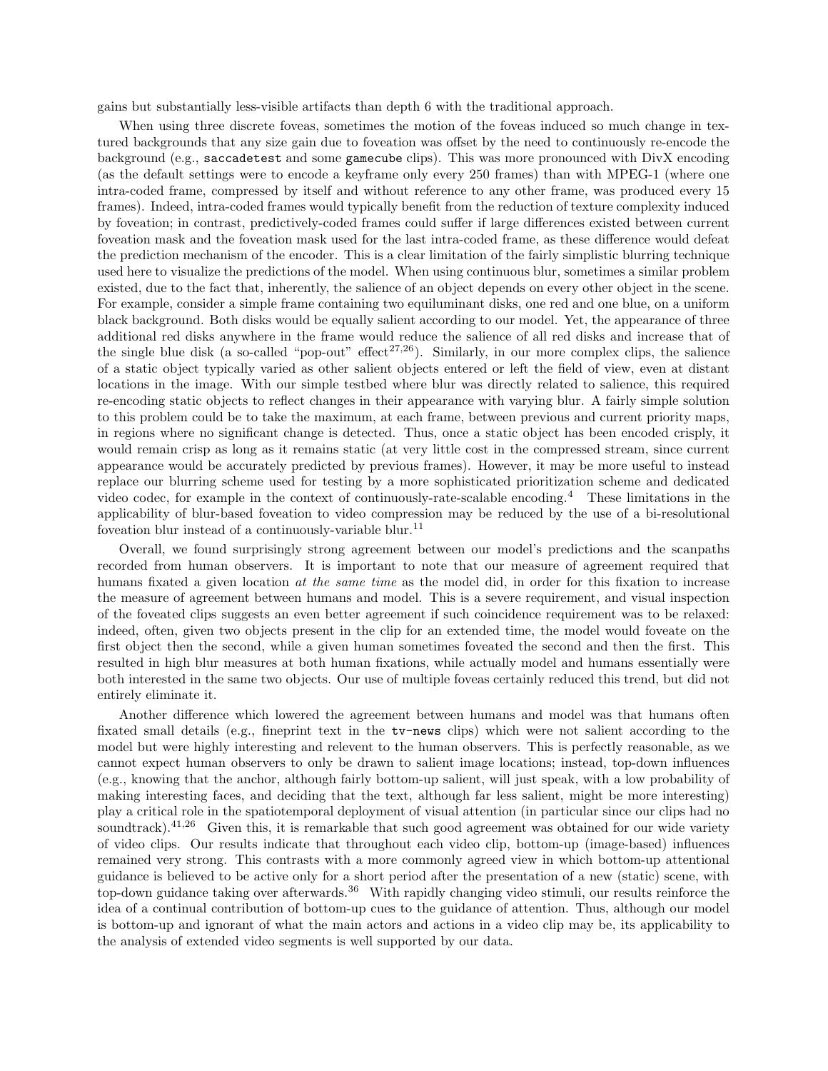gains but substantially less-visible artifacts than depth 6 with the traditional approach.

When using three discrete foveas, sometimes the motion of the foveas induced so much change in textured backgrounds that any size gain due to foveation was offset by the need to continuously re-encode the background (e.g., `saccadetest` and some `gamecube` clips). This was more pronounced with DivX encoding (as the default settings were to encode a keyframe only every 250 frames) than with MPEG-1 (where one intra-coded frame, compressed by itself and without reference to any other frame, was produced every 15 frames). Indeed, intra-coded frames would typically benefit from the reduction of texture complexity induced by foveation; in contrast, predictively-coded frames could suffer if large differences existed between current foveation mask and the foveation mask used for the last intra-coded frame, as these difference would defeat the prediction mechanism of the encoder. This is a clear limitation of the fairly simplistic blurring technique used here to visualize the predictions of the model. When using continuous blur, sometimes a similar problem existed, due to the fact that, inherently, the salience of an object depends on every other object in the scene. For example, consider a simple frame containing two equiluminant disks, one red and one blue, on a uniform black background. Both disks would be equally salient according to our model. Yet, the appearance of three additional red disks anywhere in the frame would reduce the salience of all red disks and increase that of the single blue disk (a so-called "pop-out" effect[27,26]). Similarly, in our more complex clips, the salience of a static object typically varied as other salient objects entered or left the field of view, even at distant locations in the image. With our simple testbed where blur was directly related to salience, this required re-encoding static objects to reflect changes in their appearance with varying blur. A fairly simple solution to this problem could be to take the maximum, at each frame, between previous and current priority maps, in regions where no significant change is detected. Thus, once a static object has been encoded crisply, it would remain crisp as long as it remains static (at very little cost in the compressed stream, since current appearance would be accurately predicted by previous frames). However, it may be more useful to instead replace our blurring scheme used for testing by a more sophisticated prioritization scheme and dedicated video codec, for example in the context of continuously-rate-scalable encoding.[4] These limitations in the applicability of blur-based foveation to video compression may be reduced by the use of a bi-resolutional foveation blur instead of a continuously-variable blur.[11]

Overall, we found surprisingly strong agreement between our model's predictions and the scanpaths recorded from human observers. It is important to note that our measure of agreement required that humans fixated a given location *at the same time* as the model did, in order for this fixation to increase the measure of agreement between humans and model. This is a severe requirement, and visual inspection of the foveated clips suggests an even better agreement if such coincidence requirement was to be relaxed: indeed, often, given two objects present in the clip for an extended time, the model would foveate on the first object then the second, while a given human sometimes foveated the second and then the first. This resulted in high blur measures at both human fixations, while actually model and humans essentially were both interested in the same two objects. Our use of multiple foveas certainly reduced this trend, but did not entirely eliminate it.

Another difference which lowered the agreement between humans and model was that humans often fixated small details (e.g., fineprint text in the `tv-news` clips) which were not salient according to the model but were highly interesting and relevent to the human observers. This is perfectly reasonable, as we cannot expect human observers to only be drawn to salient image locations; instead, top-down influences (e.g., knowing that the anchor, although fairly bottom-up salient, will just speak, with a low probability of making interesting faces, and deciding that the text, although far less salient, might be more interesting) play a critical role in the spatiotemporal deployment of visual attention (in particular since our clips had no soundtrack).[41,26] Given this, it is remarkable that such good agreement was obtained for our wide variety of video clips. Our results indicate that throughout each video clip, bottom-up (image-based) influences remained very strong. This contrasts with a more commonly agreed view in which bottom-up attentional guidance is believed to be active only for a short period after the presentation of a new (static) scene, with top-down guidance taking over afterwards.[36] With rapidly changing video stimuli, our results reinforce the idea of a continual contribution of bottom-up cues to the guidance of attention. Thus, although our model is bottom-up and ignorant of what the main actors and actions in a video clip may be, its applicability to the analysis of extended video segments is well supported by our data.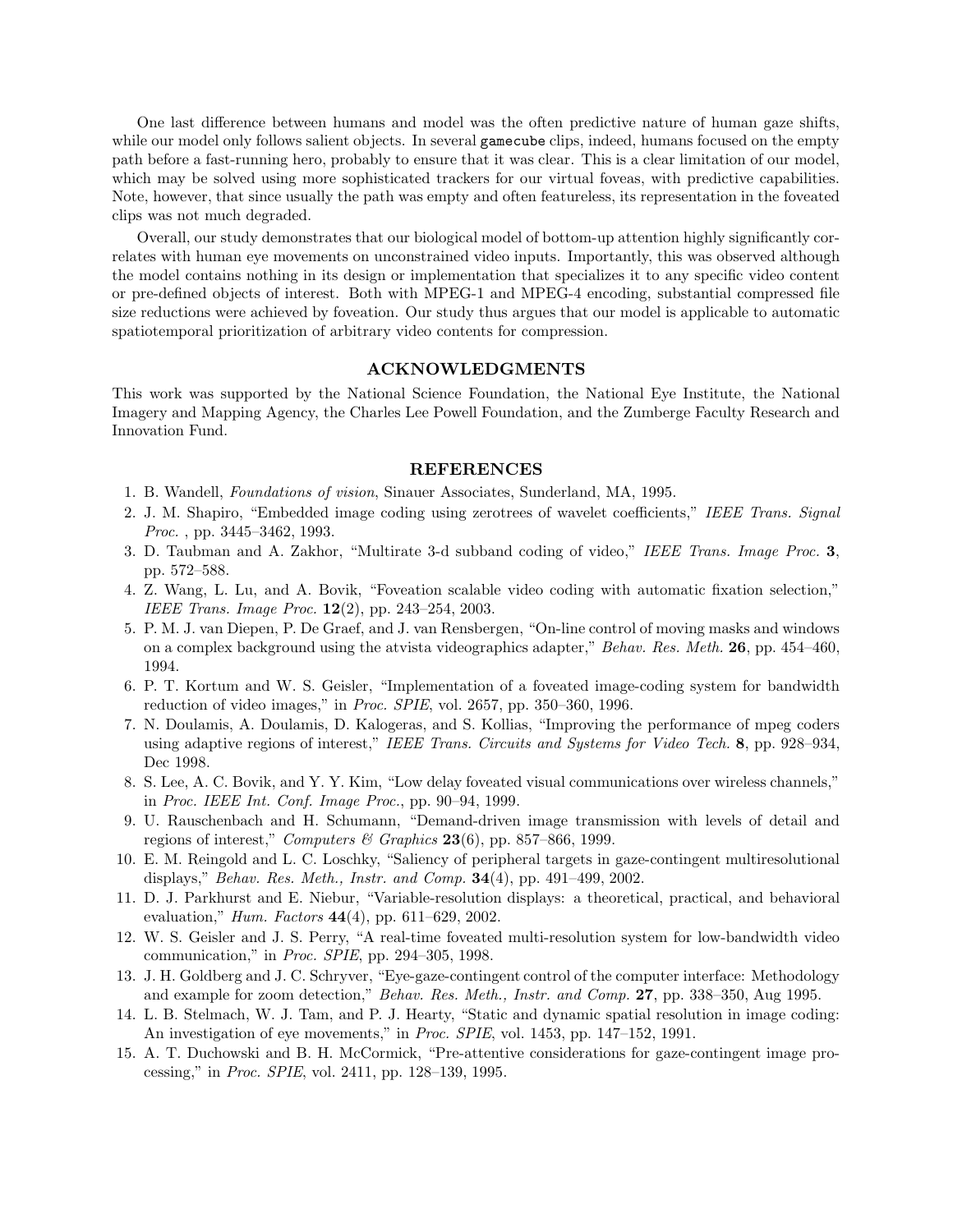One last difference between humans and model was the often predictive nature of human gaze shifts, while our model only follows salient objects. In several `gamecube` clips, indeed, humans focused on the empty path before a fast-running hero, probably to ensure that it was clear. This is a clear limitation of our model, which may be solved using more sophisticated trackers for our virtual foveas, with predictive capabilities. Note, however, that since usually the path was empty and often featureless, its representation in the foveated clips was not much degraded.

Overall, our study demonstrates that our biological model of bottom-up attention highly significantly correlates with human eye movements on unconstrained video inputs. Importantly, this was observed although the model contains nothing in its design or implementation that specializes it to any specific video content or pre-defined objects of interest. Both with MPEG-1 and MPEG-4 encoding, substantial compressed file size reductions were achieved by foveation. Our study thus argues that our model is applicable to automatic spatiotemporal prioritization of arbitrary video contents for compression.

## ACKNOWLEDGMENTS

This work was supported by the National Science Foundation, the National Eye Institute, the National Imagery and Mapping Agency, the Charles Lee Powell Foundation, and the Zumberge Faculty Research and Innovation Fund.

## REFERENCES

1. B. Wandell, *Foundations of vision*, Sinauer Associates, Sunderland, MA, 1995.
2. J. M. Shapiro, "Embedded image coding using zerotrees of wavelet coefficients," *IEEE Trans. Signal Proc.* , pp. 3445–3462, 1993.
3. D. Taubman and A. Zakhor, "Multirate 3-d subband coding of video," *IEEE Trans. Image Proc.* **3**, pp. 572–588.
4. Z. Wang, L. Lu, and A. Bovik, "Foveation scalable video coding with automatic fixation selection," *IEEE Trans. Image Proc.* **12**(2), pp. 243–254, 2003.
5. P. M. J. van Diepen, P. De Graef, and J. van Rensbergen, "On-line control of moving masks and windows on a complex background using the atvista videographics adapter," *Behav. Res. Meth.* **26**, pp. 454–460, 1994.
6. P. T. Kortum and W. S. Geisler, "Implementation of a foveated image-coding system for bandwidth reduction of video images," in *Proc. SPIE*, vol. 2657, pp. 350–360, 1996.
7. N. Doulamis, A. Doulamis, D. Kalogeras, and S. Kollias, "Improving the performance of mpeg coders using adaptive regions of interest," *IEEE Trans. Circuits and Systems for Video Tech.* **8**, pp. 928–934, Dec 1998.
8. S. Lee, A. C. Bovik, and Y. Y. Kim, "Low delay foveated visual communications over wireless channels," in *Proc. IEEE Int. Conf. Image Proc.*, pp. 90–94, 1999.
9. U. Rauschenbach and H. Schumann, "Demand-driven image transmission with levels of detail and regions of interest," *Computers & Graphics* **23**(6), pp. 857–866, 1999.
10. E. M. Reingold and L. C. Loschky, "Saliency of peripheral targets in gaze-contingent multiresolutional displays," *Behav. Res. Meth., Instr. and Comp.* **34**(4), pp. 491–499, 2002.
11. D. J. Parkhurst and E. Niebur, "Variable-resolution displays: a theoretical, practical, and behavioral evaluation," *Hum. Factors* **44**(4), pp. 611–629, 2002.
12. W. S. Geisler and J. S. Perry, "A real-time foveated multi-resolution system for low-bandwidth video communication," in *Proc. SPIE*, pp. 294–305, 1998.
13. J. H. Goldberg and J. C. Schryver, "Eye-gaze-contingent control of the computer interface: Methodology and example for zoom detection," *Behav. Res. Meth., Instr. and Comp.* **27**, pp. 338–350, Aug 1995.
14. L. B. Stelmach, W. J. Tam, and P. J. Hearty, "Static and dynamic spatial resolution in image coding: An investigation of eye movements," in *Proc. SPIE*, vol. 1453, pp. 147–152, 1991.
15. A. T. Duchowski and B. H. McCormick, "Pre-attentive considerations for gaze-contingent image processing," in *Proc. SPIE*, vol. 2411, pp. 128–139, 1995.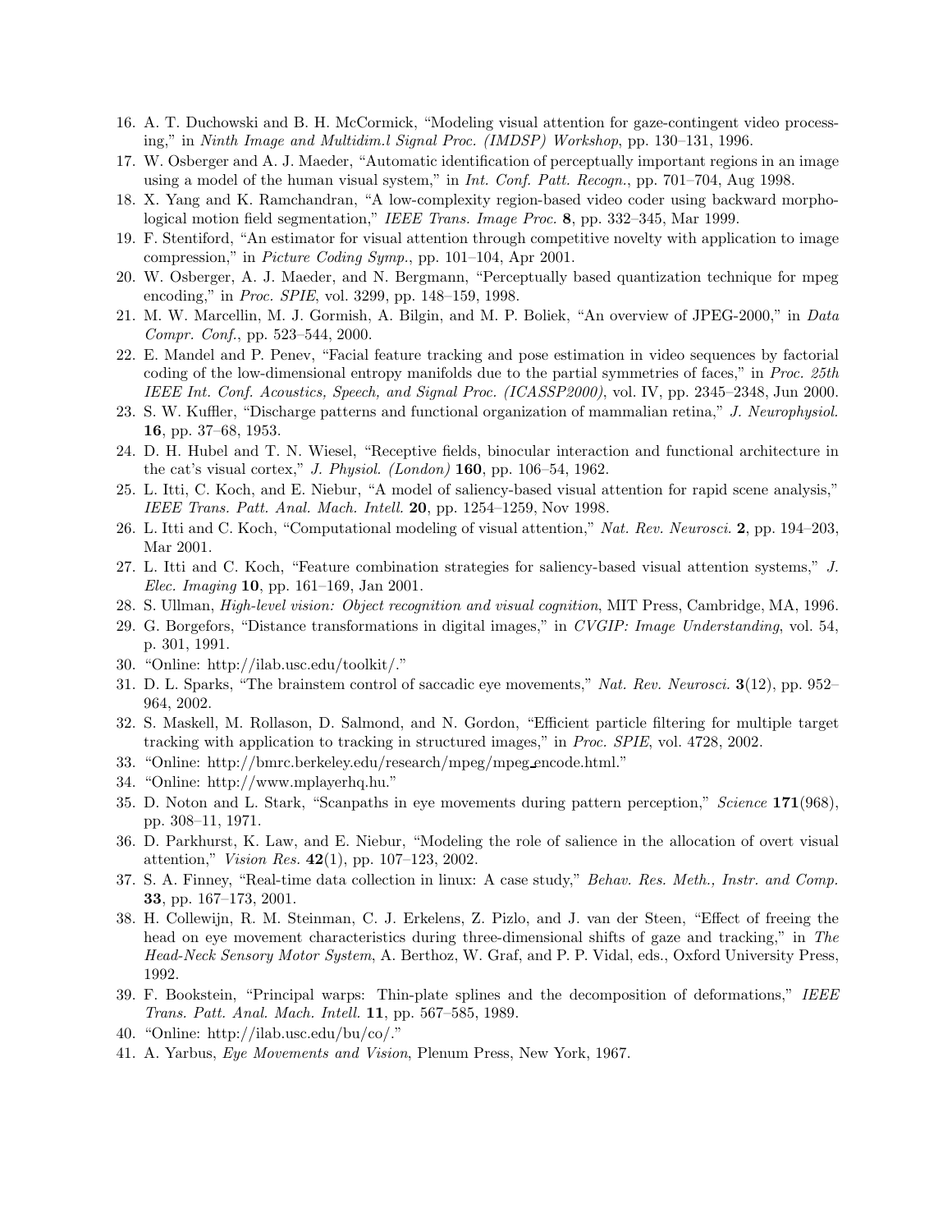16. A. T. Duchowski and B. H. McCormick, "Modeling visual attention for gaze-contingent video processing," in *Ninth Image and Multidim.l Signal Proc. (IMDSP) Workshop*, pp. 130–131, 1996.
17. W. Osberger and A. J. Maeder, "Automatic identification of perceptually important regions in an image using a model of the human visual system," in *Int. Conf. Patt. Recogn.*, pp. 701–704, Aug 1998.
18. X. Yang and K. Ramchandran, "A low-complexity region-based video coder using backward morphological motion field segmentation," *IEEE Trans. Image Proc.* **8**, pp. 332–345, Mar 1999.
19. F. Stentiford, "An estimator for visual attention through competitive novelty with application to image compression," in *Picture Coding Symp.*, pp. 101–104, Apr 2001.
20. W. Osberger, A. J. Maeder, and N. Bergmann, "Perceptually based quantization technique for mpeg encoding," in *Proc. SPIE*, vol. 3299, pp. 148–159, 1998.
21. M. W. Marcellin, M. J. Gormish, A. Bilgin, and M. P. Boliek, "An overview of JPEG-2000," in *Data Compr. Conf.*, pp. 523–544, 2000.
22. E. Mandel and P. Penev, "Facial feature tracking and pose estimation in video sequences by factorial coding of the low-dimensional entropy manifolds due to the partial symmetries of faces," in *Proc. 25th IEEE Int. Conf. Acoustics, Speech, and Signal Proc. (ICASSP2000)*, vol. IV, pp. 2345–2348, Jun 2000.
23. S. W. Kuffler, "Discharge patterns and functional organization of mammalian retina," *J. Neurophysiol.* **16**, pp. 37–68, 1953.
24. D. H. Hubel and T. N. Wiesel, "Receptive fields, binocular interaction and functional architecture in the cat's visual cortex," *J. Physiol. (London)* **160**, pp. 106–54, 1962.
25. L. Itti, C. Koch, and E. Niebur, "A model of saliency-based visual attention for rapid scene analysis," *IEEE Trans. Patt. Anal. Mach. Intell.* **20**, pp. 1254–1259, Nov 1998.
26. L. Itti and C. Koch, "Computational modeling of visual attention," *Nat. Rev. Neurosci.* **2**, pp. 194–203, Mar 2001.
27. L. Itti and C. Koch, "Feature combination strategies for saliency-based visual attention systems," *J. Elec. Imaging* **10**, pp. 161–169, Jan 2001.
28. S. Ullman, *High-level vision: Object recognition and visual cognition*, MIT Press, Cambridge, MA, 1996.
29. G. Borgefors, "Distance transformations in digital images," in *CVGIP: Image Understanding*, vol. 54, p. 301, 1991.
30. "Online: http://ilab.usc.edu/toolkit/."
31. D. L. Sparks, "The brainstem control of saccadic eye movements," *Nat. Rev. Neurosci.* **3**(12), pp. 952–964, 2002.
32. S. Maskell, M. Rollason, D. Salmond, and N. Gordon, "Efficient particle filtering for multiple target tracking with application to tracking in structured images," in *Proc. SPIE*, vol. 4728, 2002.
33. "Online: http://bmrc.berkeley.edu/research/mpeg/mpeg_encode.html."
34. "Online: http://www.mplayerhq.hu."
35. D. Noton and L. Stark, "Scanpaths in eye movements during pattern perception," *Science* **171**(968), pp. 308–11, 1971.
36. D. Parkhurst, K. Law, and E. Niebur, "Modeling the role of salience in the allocation of overt visual attention," *Vision Res.* **42**(1), pp. 107–123, 2002.
37. S. A. Finney, "Real-time data collection in linux: A case study," *Behav. Res. Meth., Instr. and Comp.* **33**, pp. 167–173, 2001.
38. H. Collewijn, R. M. Steinman, C. J. Erkelens, Z. Pizlo, and J. van der Steen, "Effect of freeing the head on eye movement characteristics during three-dimensional shifts of gaze and tracking," in *The Head-Neck Sensory Motor System*, A. Berthoz, W. Graf, and P. P. Vidal, eds., Oxford University Press, 1992.
39. F. Bookstein, "Principal warps: Thin-plate splines and the decomposition of deformations," *IEEE Trans. Patt. Anal. Mach. Intell.* **11**, pp. 567–585, 1989.
40. "Online: http://ilab.usc.edu/bu/co/."
41. A. Yarbus, *Eye Movements and Vision*, Plenum Press, New York, 1967.